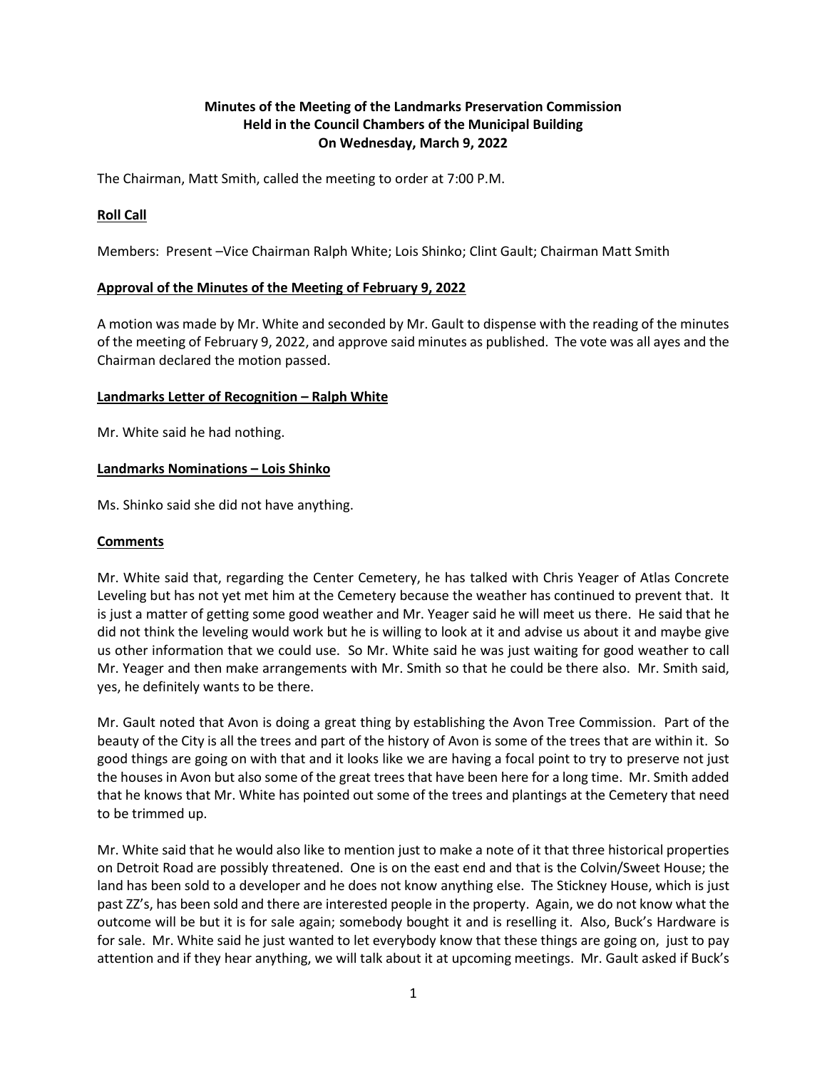**Minutes of the Meeting of the Landmarks Preservation Commission**
**Held in the Council Chambers of the Municipal Building**
**On Wednesday, March 9, 2022**

The Chairman, Matt Smith, called the meeting to order at 7:00 P.M.

**Roll Call**

Members: Present –Vice Chairman Ralph White; Lois Shinko; Clint Gault; Chairman Matt Smith

**Approval of the Minutes of the Meeting of February 9, 2022**

A motion was made by Mr. White and seconded by Mr. Gault to dispense with the reading of the minutes of the meeting of February 9, 2022, and approve said minutes as published. The vote was all ayes and the Chairman declared the motion passed.

**Landmarks Letter of Recognition – Ralph White**

Mr. White said he had nothing.

**Landmarks Nominations – Lois Shinko**

Ms. Shinko said she did not have anything.

**Comments**

Mr. White said that, regarding the Center Cemetery, he has talked with Chris Yeager of Atlas Concrete Leveling but has not yet met him at the Cemetery because the weather has continued to prevent that. It is just a matter of getting some good weather and Mr. Yeager said he will meet us there. He said that he did not think the leveling would work but he is willing to look at it and advise us about it and maybe give us other information that we could use. So Mr. White said he was just waiting for good weather to call Mr. Yeager and then make arrangements with Mr. Smith so that he could be there also. Mr. Smith said, yes, he definitely wants to be there.

Mr. Gault noted that Avon is doing a great thing by establishing the Avon Tree Commission. Part of the beauty of the City is all the trees and part of the history of Avon is some of the trees that are within it. So good things are going on with that and it looks like we are having a focal point to try to preserve not just the houses in Avon but also some of the great trees that have been here for a long time. Mr. Smith added that he knows that Mr. White has pointed out some of the trees and plantings at the Cemetery that need to be trimmed up.

Mr. White said that he would also like to mention just to make a note of it that three historical properties on Detroit Road are possibly threatened. One is on the east end and that is the Colvin/Sweet House; the land has been sold to a developer and he does not know anything else. The Stickney House, which is just past ZZ's, has been sold and there are interested people in the property. Again, we do not know what the outcome will be but it is for sale again; somebody bought it and is reselling it. Also, Buck's Hardware is for sale. Mr. White said he just wanted to let everybody know that these things are going on, just to pay attention and if they hear anything, we will talk about it at upcoming meetings. Mr. Gault asked if Buck's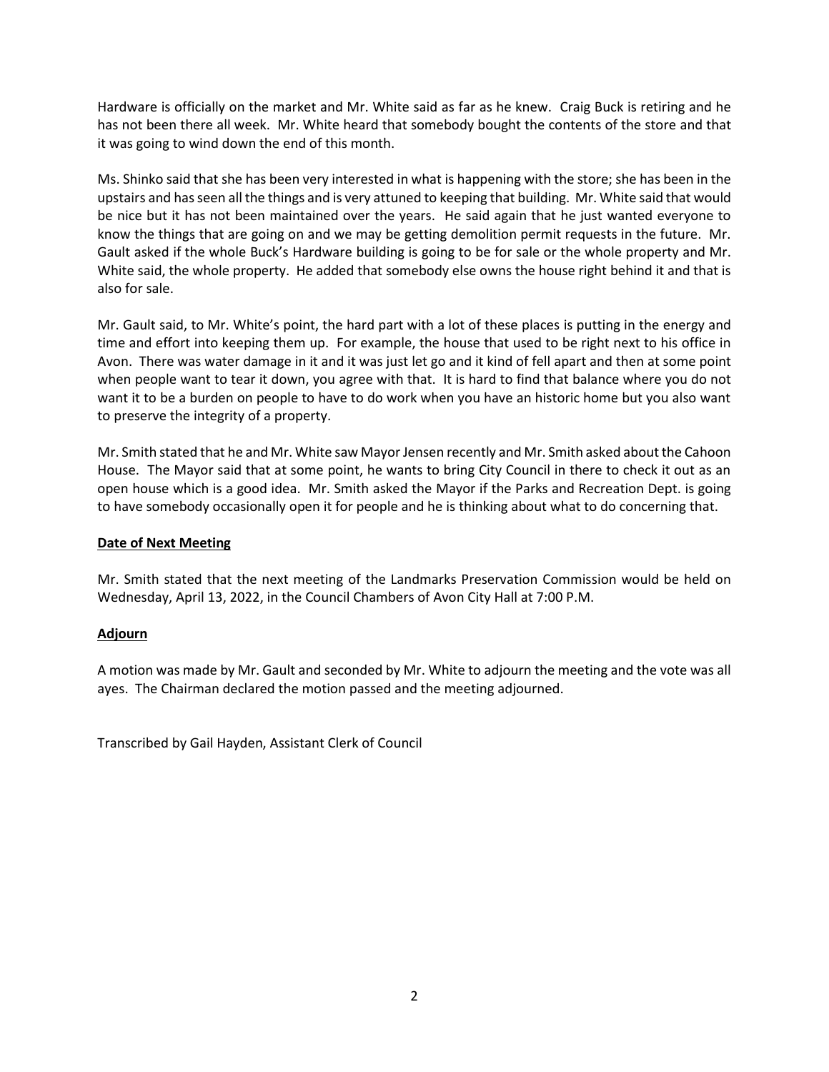Hardware is officially on the market and Mr. White said as far as he knew. Craig Buck is retiring and he has not been there all week. Mr. White heard that somebody bought the contents of the store and that it was going to wind down the end of this month.

Ms. Shinko said that she has been very interested in what is happening with the store; she has been in the upstairs and has seen all the things and is very attuned to keeping that building. Mr. White said that would be nice but it has not been maintained over the years. He said again that he just wanted everyone to know the things that are going on and we may be getting demolition permit requests in the future. Mr. Gault asked if the whole Buck's Hardware building is going to be for sale or the whole property and Mr. White said, the whole property. He added that somebody else owns the house right behind it and that is also for sale.

Mr. Gault said, to Mr. White's point, the hard part with a lot of these places is putting in the energy and time and effort into keeping them up. For example, the house that used to be right next to his office in Avon. There was water damage in it and it was just let go and it kind of fell apart and then at some point when people want to tear it down, you agree with that. It is hard to find that balance where you do not want it to be a burden on people to have to do work when you have an historic home but you also want to preserve the integrity of a property.

Mr. Smith stated that he and Mr. White saw Mayor Jensen recently and Mr. Smith asked about the Cahoon House. The Mayor said that at some point, he wants to bring City Council in there to check it out as an open house which is a good idea. Mr. Smith asked the Mayor if the Parks and Recreation Dept. is going to have somebody occasionally open it for people and he is thinking about what to do concerning that.

**Date of Next Meeting**

Mr. Smith stated that the next meeting of the Landmarks Preservation Commission would be held on Wednesday, April 13, 2022, in the Council Chambers of Avon City Hall at 7:00 P.M.

**Adjourn**

A motion was made by Mr. Gault and seconded by Mr. White to adjourn the meeting and the vote was all ayes. The Chairman declared the motion passed and the meeting adjourned.

Transcribed by Gail Hayden, Assistant Clerk of Council